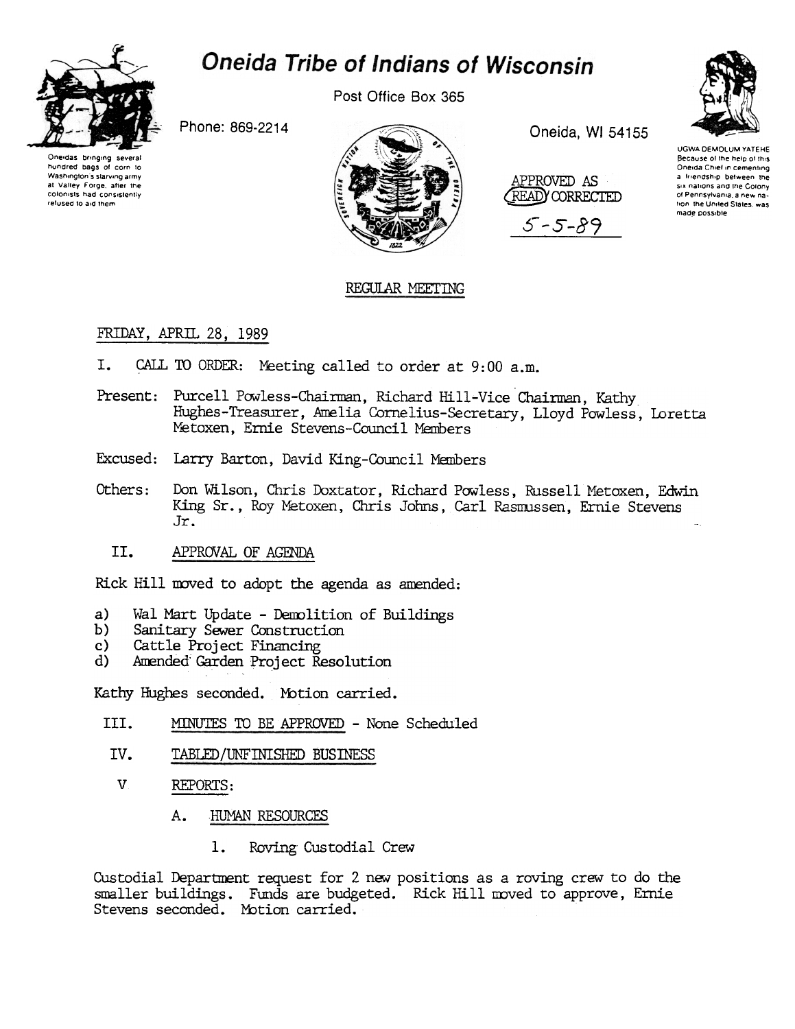# Oneida Tribe of Indians of Wisconsin

Oneidas bringing several hundred bags of corn to Washington's starving army at Valley Forge, after the colonists had consistently refused to aid them

Phone: 869-2214

Post Office Box 365

Oneida, WI 54155

UGWA DEMOLUM YATEHE
Because of the help of this Oneida Chief in cementing a friendship between the six nations and the Colony of Pennsylvania, a new nation, the United States, was made possible

APPROVED AS READ/CORRECTED
5-5-89

## REGULAR MEETING

FRIDAY, APRIL 28, 1989

I. CALL TO ORDER: Meeting called to order at 9:00 a.m.

Present: Purcell Powless-Chairman, Richard Hill-Vice Chairman, Kathy Hughes-Treasurer, Amelia Cornelius-Secretary, Lloyd Powless, Loretta Metoxen, Ernie Stevens-Council Members

Excused: Larry Barton, David King-Council Members

Others: Don Wilson, Chris Doxtator, Richard Powless, Russell Metoxen, Edwin King Sr., Roy Metoxen, Chris Johns, Carl Rasmussen, Ernie Stevens Jr.

II. APPROVAL OF AGENDA

Rick Hill moved to adopt the agenda as amended:

a) Wal Mart Update - Demolition of Buildings
b) Sanitary Sewer Construction
c) Cattle Project Financing
d) Amended Garden Project Resolution

Kathy Hughes seconded. Motion carried.

III. MINUTES TO BE APPROVED - None Scheduled

IV. TABLED/UNFINISHED BUSINESS

V REPORTS:

A. HUMAN RESOURCES

1. Roving Custodial Crew

Custodial Department request for 2 new positions as a roving crew to do the smaller buildings. Funds are budgeted. Rick Hill moved to approve, Ernie Stevens seconded. Motion carried.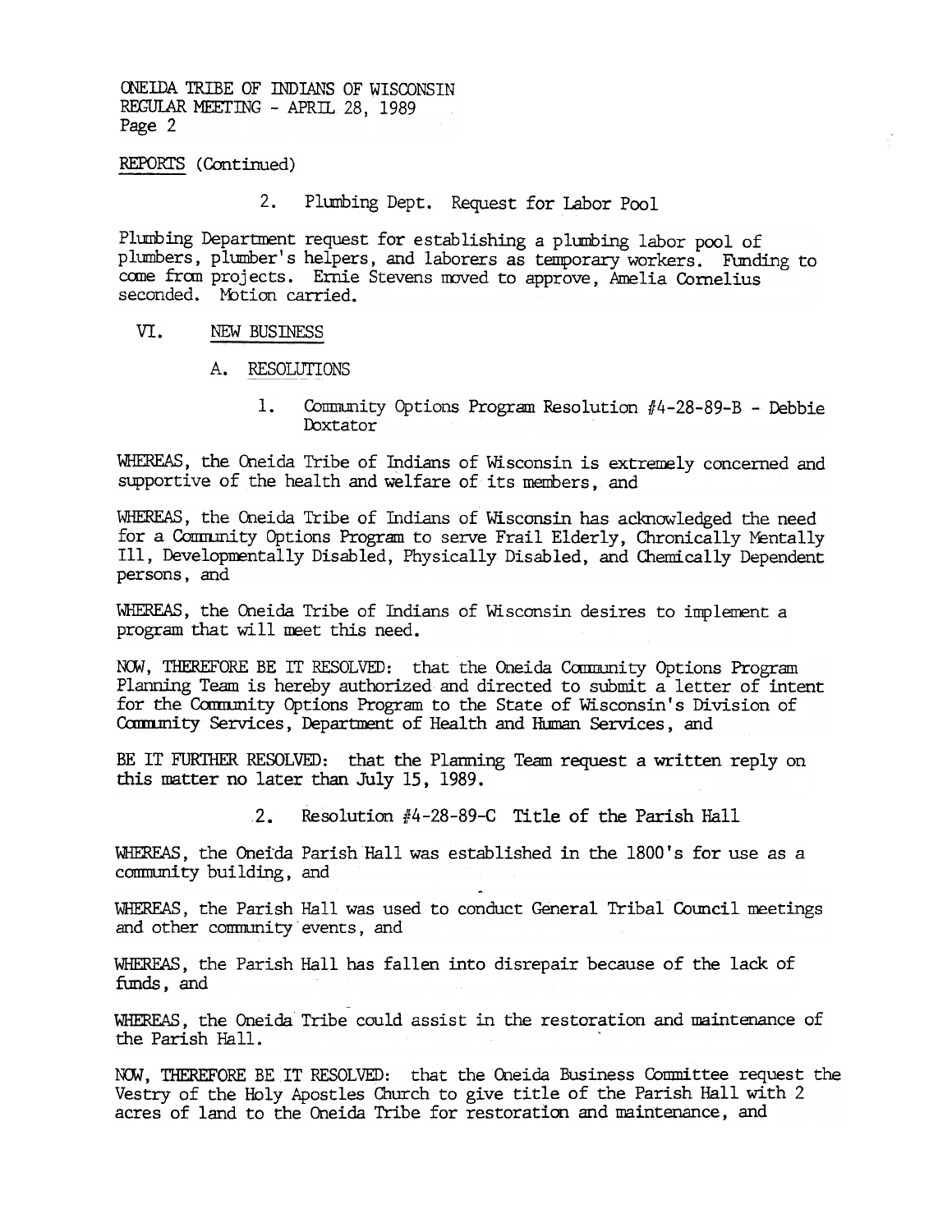REPORTS (Continued)

2. Plumbing Dept. Request for Labor Pool

Plumbing Department request for establishing a plumbing labor pool of plumbers, plumber's helpers, and laborers as temporary workers. Funding to come from projects. Ernie Stevens moved to approve, Amelia Cornelius seconded. Motion carried.

VI. NEW BUSINESS

A. RESOLUTIONS

1. Community Options Program Resolution #4-28-89-B - Debbie Doxtator

WHEREAS, the Oneida Tribe of Indians of Wisconsin is extremely concerned and supportive of the health and welfare of its members, and

WHEREAS, the Oneida Tribe of Indians of Wisconsin has acknowledged the need for a Community Options Program to serve Frail Elderly, Chronically Mentally Ill, Developmentally Disabled, Physically Disabled, and Chemically Dependent persons, and

WHEREAS, the Oneida Tribe of Indians of Wisconsin desires to implement a program that will meet this need.

NOW, THEREFORE BE IT RESOLVED: that the Oneida Community Options Program Planning Team is hereby authorized and directed to submit a letter of intent for the Community Options Program to the State of Wisconsin's Division of Community Services, Department of Health and Human Services, and

BE IT FURTHER RESOLVED: that the Planning Team request a written reply on this matter no later than July 15, 1989.

2. Resolution #4-28-89-C Title of the Parish Hall

WHEREAS, the Oneida Parish Hall was established in the 1800's for use as a community building, and

WHEREAS, the Parish Hall was used to conduct General Tribal Council meetings and other community events, and

WHEREAS, the Parish Hall has fallen into disrepair because of the lack of funds, and

WHEREAS, the Oneida Tribe could assist in the restoration and maintenance of the Parish Hall.

NOW, THEREFORE BE IT RESOLVED: that the Oneida Business Committee request the Vestry of the Holy Apostles Church to give title of the Parish Hall with 2 acres of land to the Oneida Tribe for restoration and maintenance, and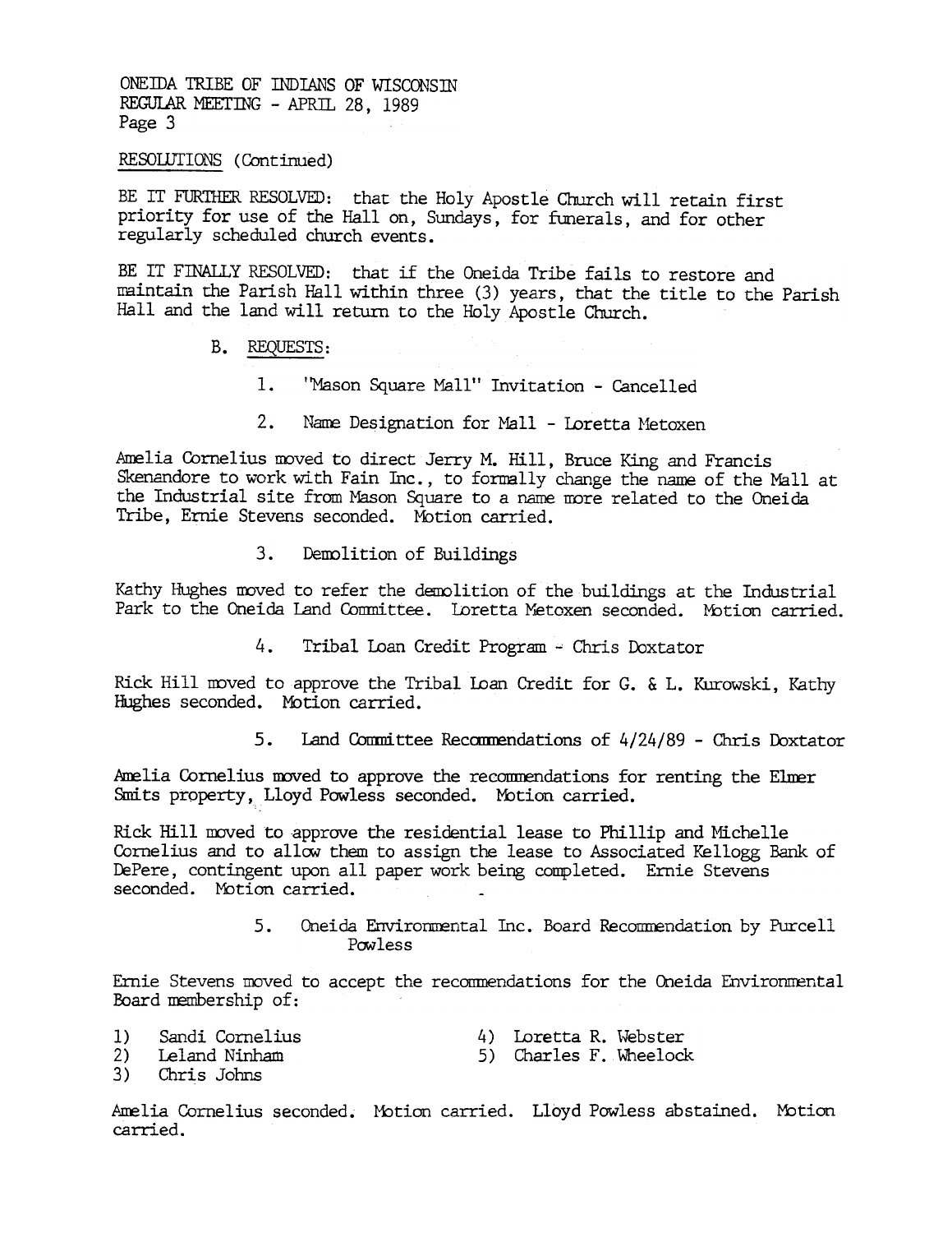RESOLUTIONS (Continued)

BE IT FURTHER RESOLVED: that the Holy Apostle Church will retain first priority for use of the Hall on, Sundays, for funerals, and for other regularly scheduled church events.

BE IT FINALLY RESOLVED: that if the Oneida Tribe fails to restore and maintain the Parish Hall within three (3) years, that the title to the Parish Hall and the land will return to the Holy Apostle Church.

B. REQUESTS:

1. "Mason Square Mall" Invitation - Cancelled

2. Name Designation for Mall - Loretta Metoxen

Amelia Cornelius moved to direct Jerry M. Hill, Bruce King and Francis Skenandore to work with Fain Inc., to formally change the name of the Mall at the Industrial site from Mason Square to a name more related to the Oneida Tribe, Ernie Stevens seconded. Motion carried.

3. Demolition of Buildings

Kathy Hughes moved to refer the demolition of the buildings at the Industrial Park to the Oneida Land Committee. Loretta Metoxen seconded. Motion carried.

4. Tribal Loan Credit Program - Chris Doxtator

Rick Hill moved to approve the Tribal Loan Credit for G. & L. Kurowski, Kathy Hughes seconded. Motion carried.

5. Land Committee Recommendations of 4/24/89 - Chris Doxtator

Amelia Cornelius moved to approve the recommendations for renting the Elmer Smits property, Lloyd Powless seconded. Motion carried.

Rick Hill moved to approve the residential lease to Phillip and Michelle Cornelius and to allow them to assign the lease to Associated Kellogg Bank of DePere, contingent upon all paper work being completed. Ernie Stevens seconded. Motion carried.

5. Oneida Environmental Inc. Board Recommendation by Purcell Powless

Ernie Stevens moved to accept the recommendations for the Oneida Environmental Board membership of:

1) Sandi Cornelius
2) Leland Ninham
3) Chris Johns
4) Loretta R. Webster
5) Charles F. Wheelock

Amelia Cornelius seconded. Motion carried. Lloyd Powless abstained. Motion carried.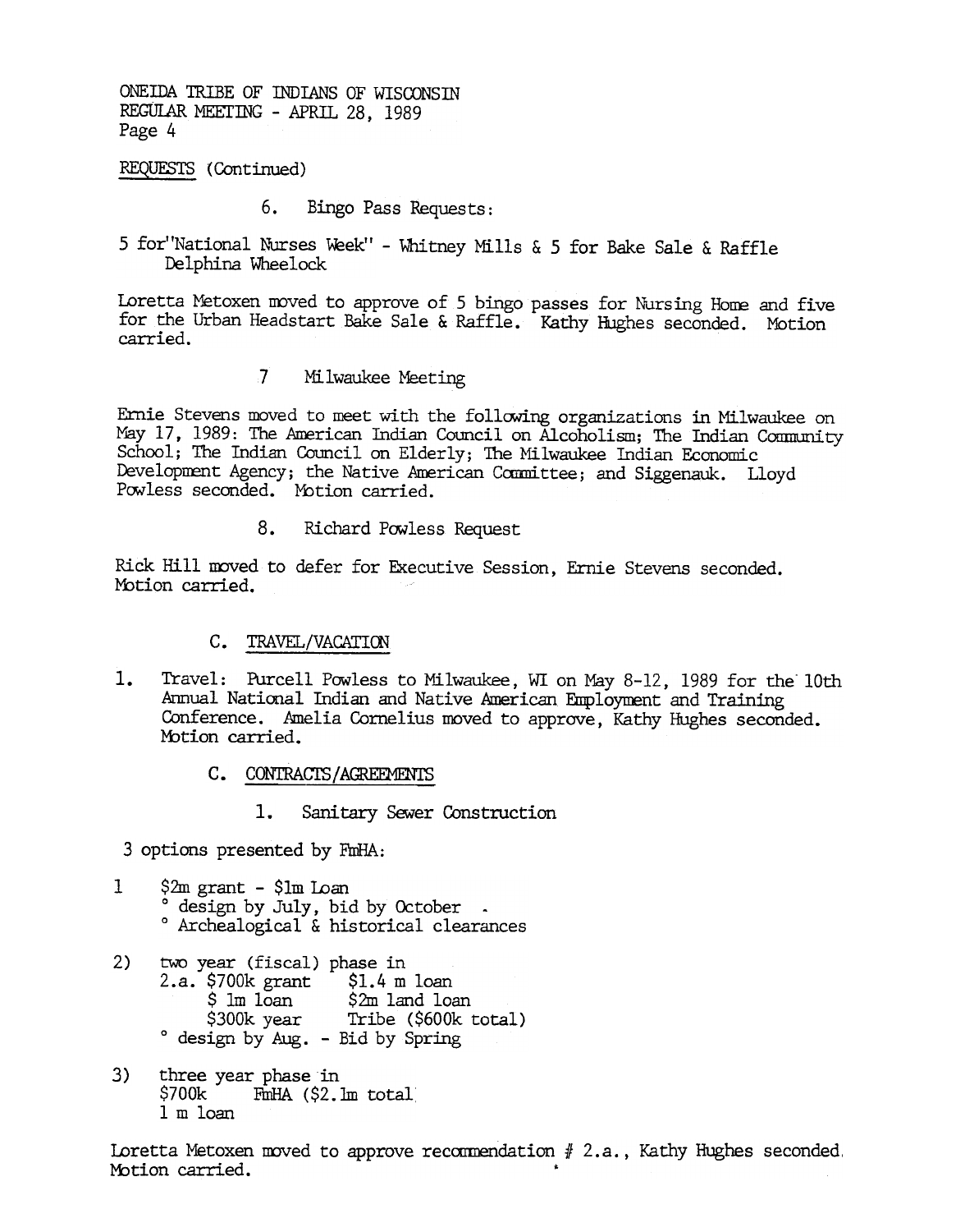ONEIDA TRIBE OF INDIANS OF WISCONSIN
REGULAR MEETING - APRIL 28, 1989
Page 4

REQUESTS (Continued)

6. Bingo Pass Requests:

5 for "National Nurses Week" - Whitney Mills & 5 for Bake Sale & Raffle Delphina Wheelock

Loretta Metoxen moved to approve of 5 bingo passes for Nursing Home and five for the Urban Headstart Bake Sale & Raffle. Kathy Hughes seconded. Motion carried.

7 Milwaukee Meeting

Ernie Stevens moved to meet with the following organizations in Milwaukee on May 17, 1989: The American Indian Council on Alcoholism; The Indian Community School; The Indian Council on Elderly; The Milwaukee Indian Economic Development Agency; the Native American Committee; and Siggenauk. Lloyd Powless seconded. Motion carried.

8. Richard Powless Request

Rick Hill moved to defer for Executive Session, Ernie Stevens seconded. Motion carried.

C. TRAVEL/VACATION

1. Travel: Purcell Powless to Milwaukee, WI on May 8-12, 1989 for the 10th Annual National Indian and Native American Employment and Training Conference. Amelia Cornelius moved to approve, Kathy Hughes seconded. Motion carried.

C. CONTRACTS/AGREEMENTS

1. Sanitary Sewer Construction

3 options presented by FmHA:

1 $2m grant - $1m Loan
° design by July, bid by October .
° Archealogical & historical clearances

2) two year (fiscal) phase in
2.a. $700k grant $1.4 m loan
$ 1m loan $2m land loan
$300k year Tribe ($600k total)
° design by Aug. - Bid by Spring

3) three year phase in
$700k FmHA ($2.1m total
1 m loan

Loretta Metoxen moved to approve recommendation # 2.a., Kathy Hughes seconded. Motion carried.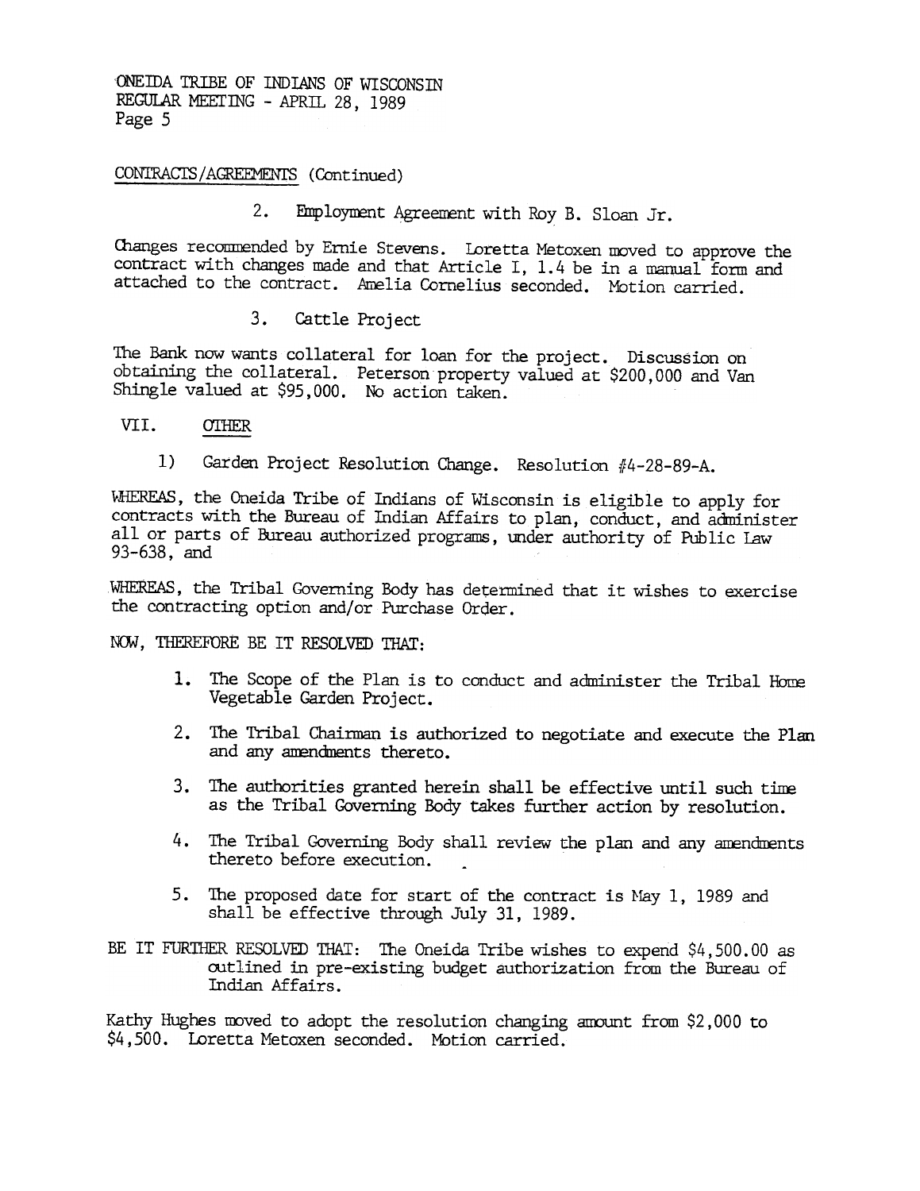ONEIDA TRIBE OF INDIANS OF WISCONSIN
REGULAR MEETING - APRIL 28, 1989

CONTRACTS/AGREEMENTS (Continued)

2. Employment Agreement with Roy B. Sloan Jr.

Changes recommended by Ernie Stevens. Loretta Metoxen moved to approve the contract with changes made and that Article I, 1.4 be in a manual form and attached to the contract. Amelia Cornelius seconded. Motion carried.

3. Cattle Project

The Bank now wants collateral for loan for the project. Discussion on obtaining the collateral. Peterson property valued at $200,000 and Van Shingle valued at $95,000. No action taken.

VII. OTHER

1) Garden Project Resolution Change. Resolution #4-28-89-A.

WHEREAS, the Oneida Tribe of Indians of Wisconsin is eligible to apply for contracts with the Bureau of Indian Affairs to plan, conduct, and administer all or parts of Bureau authorized programs, under authority of Public Law 93-638, and

WHEREAS, the Tribal Governing Body has determined that it wishes to exercise the contracting option and/or Purchase Order.

NOW, THEREFORE BE IT RESOLVED THAT:

1. The Scope of the Plan is to conduct and administer the Tribal Home Vegetable Garden Project.
2. The Tribal Chairman is authorized to negotiate and execute the Plan and any amendments thereto.
3. The authorities granted herein shall be effective until such time as the Tribal Governing Body takes further action by resolution.
4. The Tribal Governing Body shall review the plan and any amendments thereto before execution.
5. The proposed date for start of the contract is May 1, 1989 and shall be effective through July 31, 1989.

BE IT FURTHER RESOLVED THAT: The Oneida Tribe wishes to expend $4,500.00 as outlined in pre-existing budget authorization from the Bureau of Indian Affairs.

Kathy Hughes moved to adopt the resolution changing amount from $2,000 to $4,500. Loretta Metoxen seconded. Motion carried.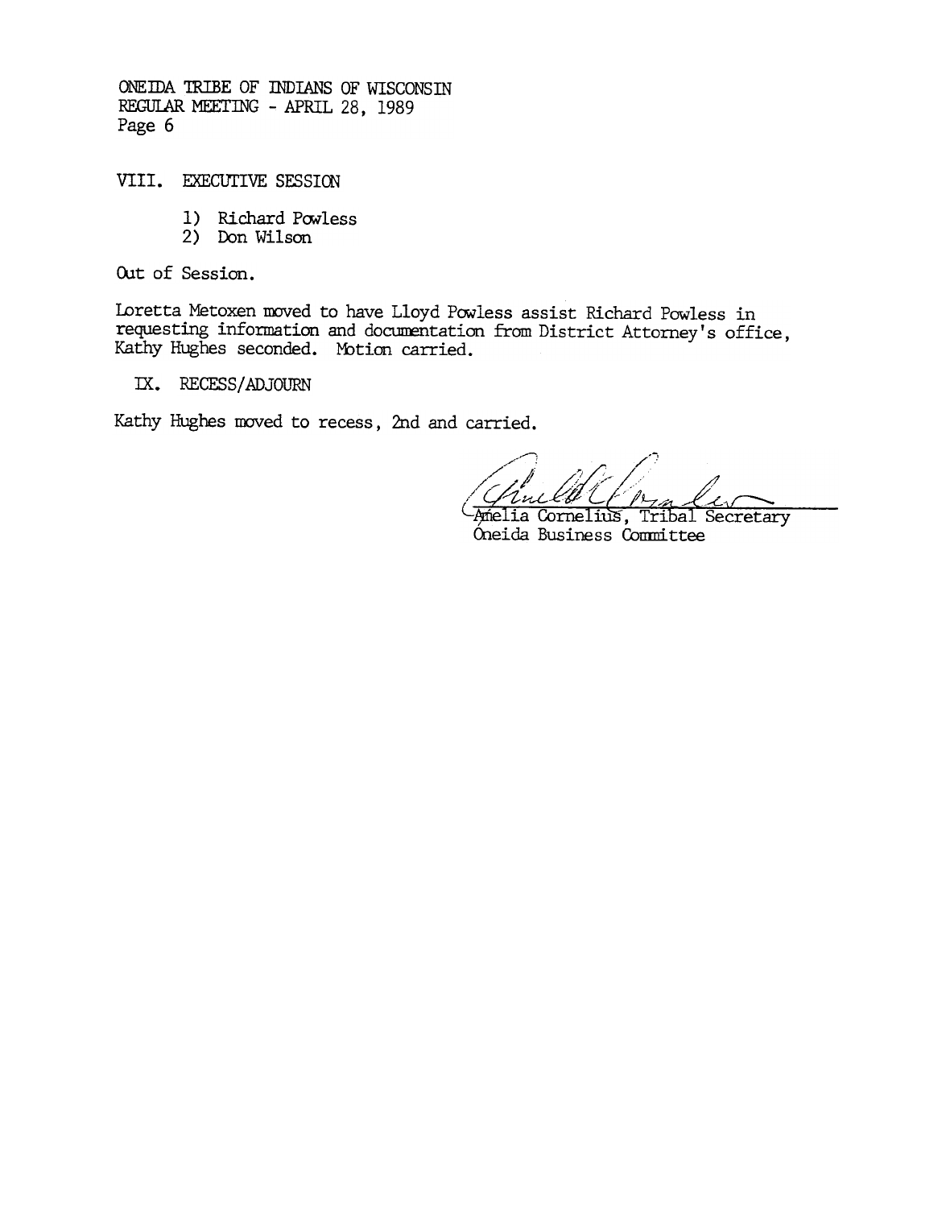## VIII. EXECUTIVE SESSION

1) Richard Powless
2) Don Wilson

Out of Session.

Loretta Metoxen moved to have Lloyd Powless assist Richard Powless in requesting information and documentation from District Attorney's office, Kathy Hughes seconded. Motion carried.

## IX. RECESS/ADJOURN

Kathy Hughes moved to recess, 2nd and carried.

Amelia Cornelius, Tribal Secretary
Oneida Business Committee